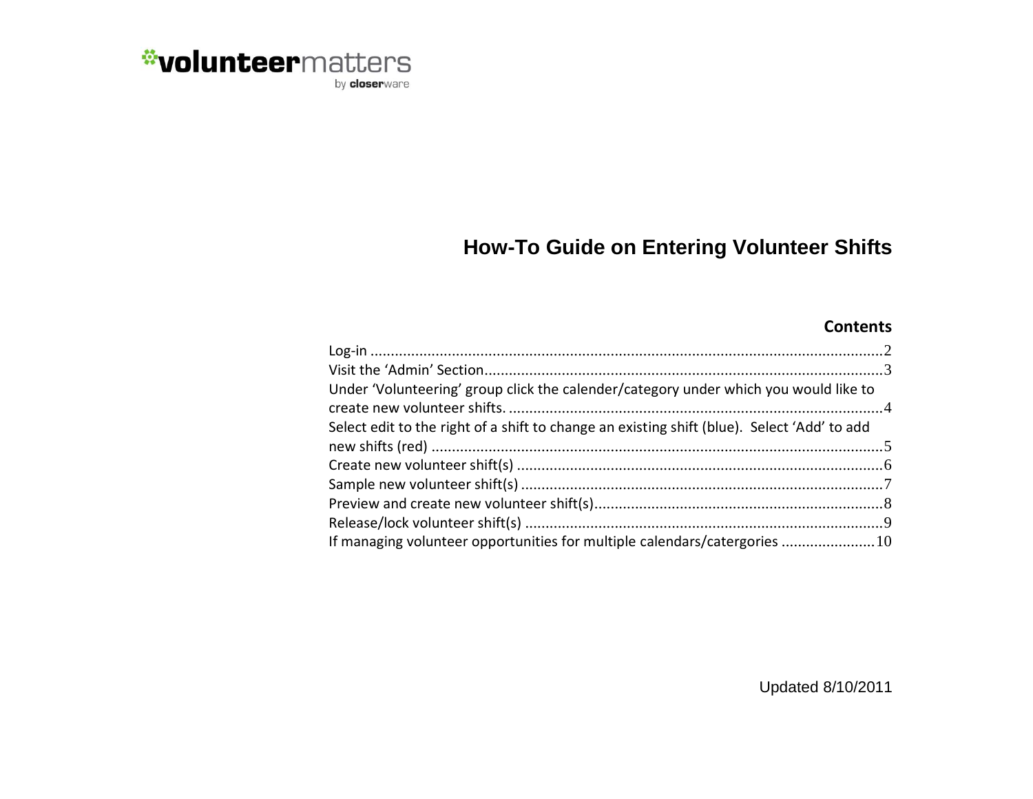**volunteer**matters

by **closer**ware

# How-To Guide on Entering Volunteer Shifts

## Contents

Log-in ....... 2
Visit the 'Admin' Section ....... 3
Under 'Volunteering' group click the calender/category under which you would like to create new volunteer shifts. ....... 4
Select edit to the right of a shift to change an existing shift (blue). Select 'Add' to add new shifts (red) ....... 5
Create new volunteer shift(s) ....... 6
Sample new volunteer shift(s) ....... 7
Preview and create new volunteer shift(s) ....... 8
Release/lock volunteer shift(s) ....... 9
If managing volunteer opportunities for multiple calendars/catergories ....... 10

Updated 8/10/2011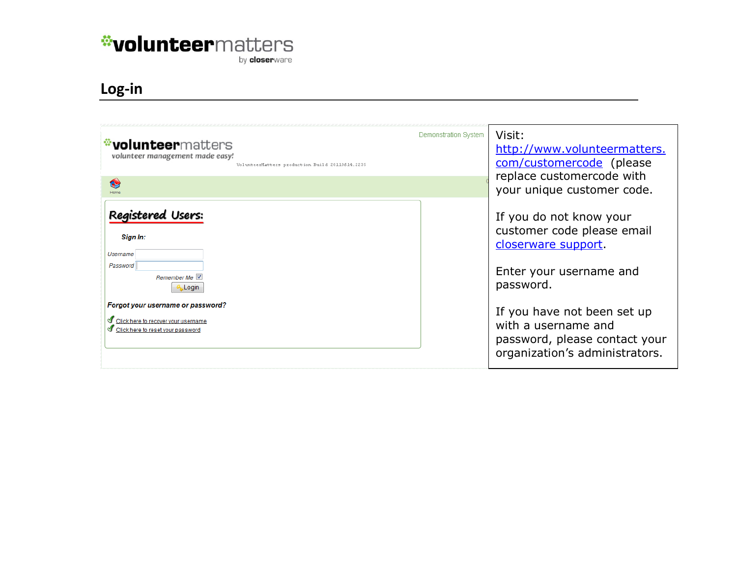# Log-in

Visit: http://www.volunteermatters.com/customercode (please replace customercode with your unique customer code.

If you do not know your customer code please email closerware support.

Enter your username and password.

If you have not been set up with a username and password, please contact your organization's administrators.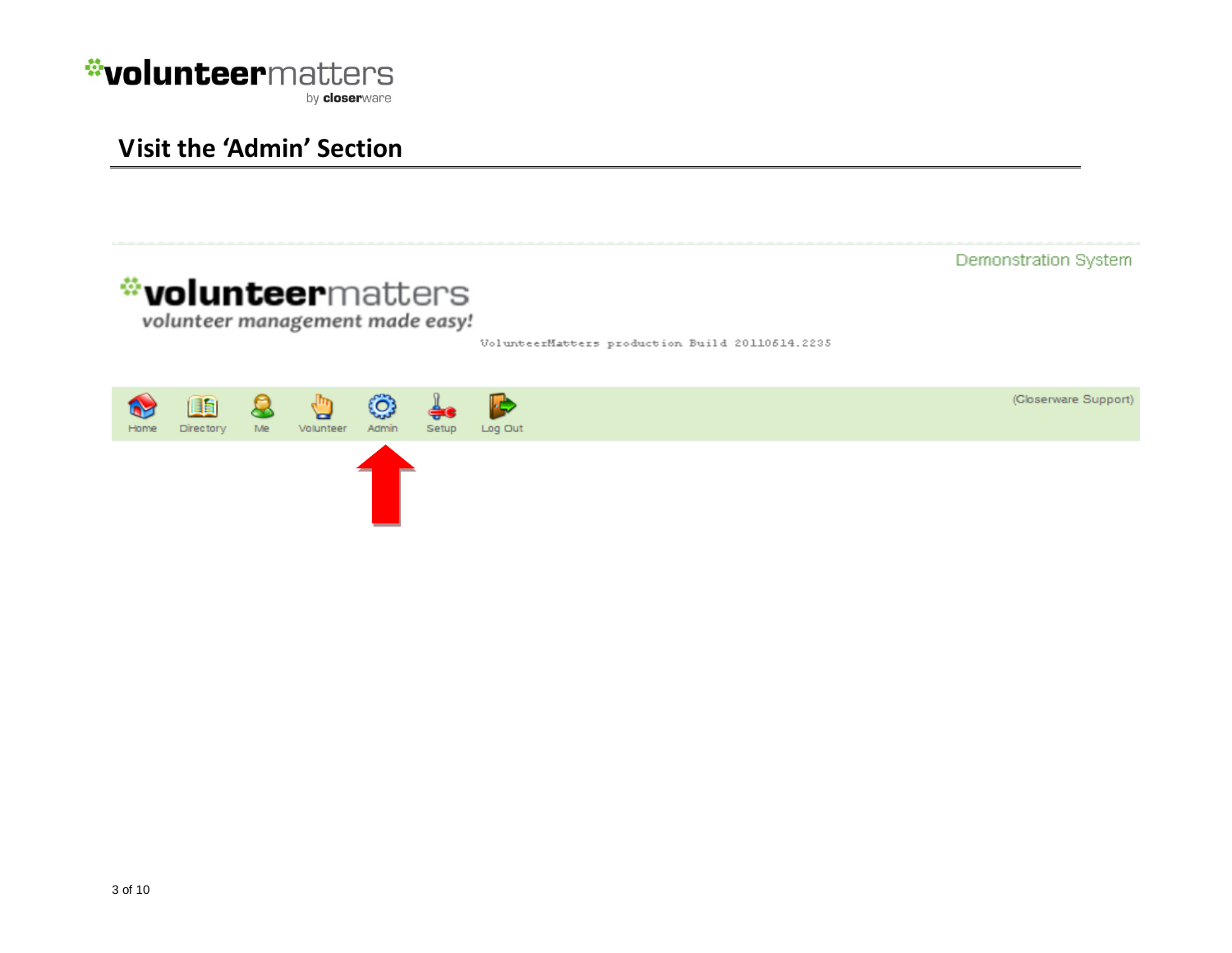## Visit the 'Admin' Section

Demonstration System

volunteermatters

*volunteer management made easy!*

VolunteerMatters production Build 20110614.2235

Home Directory Me Volunteer Admin Setup Log Out

(Closerware Support)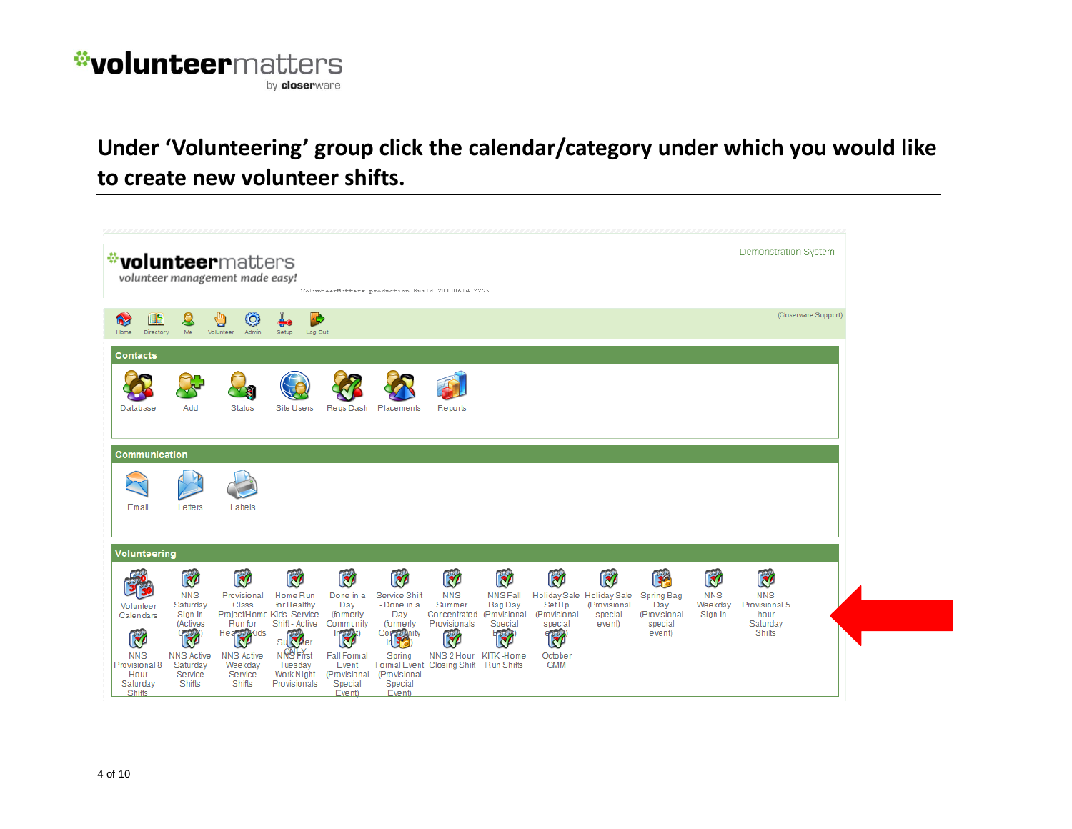**Under 'Volunteering' group click the calendar/category under which you would like to create new volunteer shifts.**

Demonstration System

volunteermatters
volunteer management made easy!

VolunteerMatters production Build 20110614.2225

Home Directory Me Volunteer Admin Setup Log Out (Closerware Support)

**Contacts**

Database Add Status Site Users Reqs Dash Placements Reports

**Communication**

Email Letters Labels

**Volunteering**

Volunteer Calendars
NNS Saturday Sign In (Actives Only)
Provisional Class Project Home Run for Healthy Kids
Home Run for Healthy Kids - Service Shift - Active Summer ONLY
Done in a Day (formerly Community Impact)
Service Shift - Done in a Day (formerly Community Impact)
NNS Summer Concentrated Provisionals
NNS Fall Bag Day (Provisional Special Event)
Holiday Sale Set Up (Provisional special event)
Holiday Sale (Provisional special event)
Spring Bag Day (Provisional special event)
NNS Weekday Sign In
NNS Provisional 5 hour Saturday Shifts
NNS Provisional 8 Hour Saturday Shifts
NNS Active Saturday Service Shifts
NNS Active Weekday Service Shifts
NNS First Tuesday Work Night Provisionals
Fall Formal Event (Provisional Special Event)
Spring Formal Event (Provisional Special Event)
NNS 2 Hour Closing Shift
KITK - Home Run Shifts
October GMM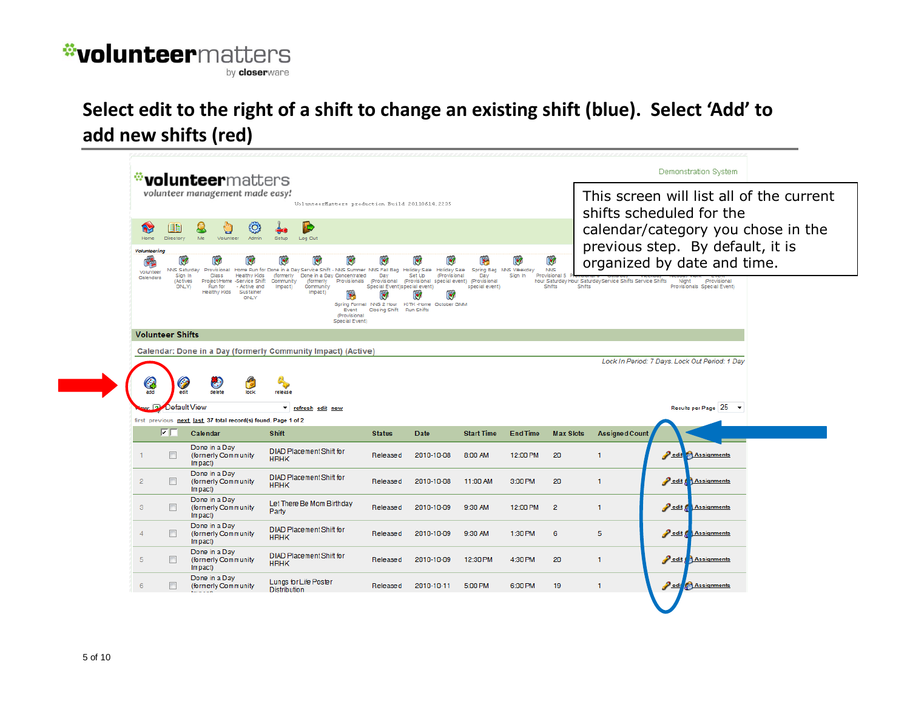# Select edit to the right of a shift to change an existing shift (blue). Select 'Add' to add new shifts (red)

This screen will list all of the current shifts scheduled for the calendar/category you chose in the previous step. By default, it is organized by date and time.

**Volunteer Shifts**

Calendar: Done in a Day (formerly Community Impact) (Active)

*Lock In Period: 7 Days. Lock Out Period: 1 Day*

add | edit | delete | lock | release

View: Default View — refresh edit new — Results per Page 25

first previous next last 37 total record(s) found. Page 1 of 2

| | | Calendar | Shift | Status | Date | Start Time | End Time | Max Slots | Assigned Count | |
|---|---|---|---|---|---|---|---|---|---|---|
| 1 | | Done in a Day (formerly Community Impact) | DIAD Placement Shift for HRHK | Released | 2010-10-08 | 8:00 AM | 12:00 PM | 20 | 1 | edit Assignments |
| 2 | | Done in a Day (formerly Community Impact) | DIAD Placement Shift for HRHK | Released | 2010-10-08 | 11:00 AM | 3:00 PM | 20 | 1 | edit Assignments |
| 3 | | Done in a Day (formerly Community Impact) | Let There Be Mom Birthday Party | Released | 2010-10-09 | 9:30 AM | 12:00 PM | 2 | 1 | edit Assignments |
| 4 | | Done in a Day (formerly Community Impact) | DIAD Placement Shift for HRHK | Released | 2010-10-09 | 9:30 AM | 1:30 PM | 6 | 5 | edit Assignments |
| 5 | | Done in a Day (formerly Community Impact) | DIAD Placement Shift for HRHK | Released | 2010-10-09 | 12:30 PM | 4:30 PM | 20 | 1 | edit Assignments |
| 6 | | Done in a Day (formerly Community Impact) | Lungs for Life Poster Distribution | Released | 2010-10-11 | 5:00 PM | 6:00 PM | 19 | 1 | edit Assignments |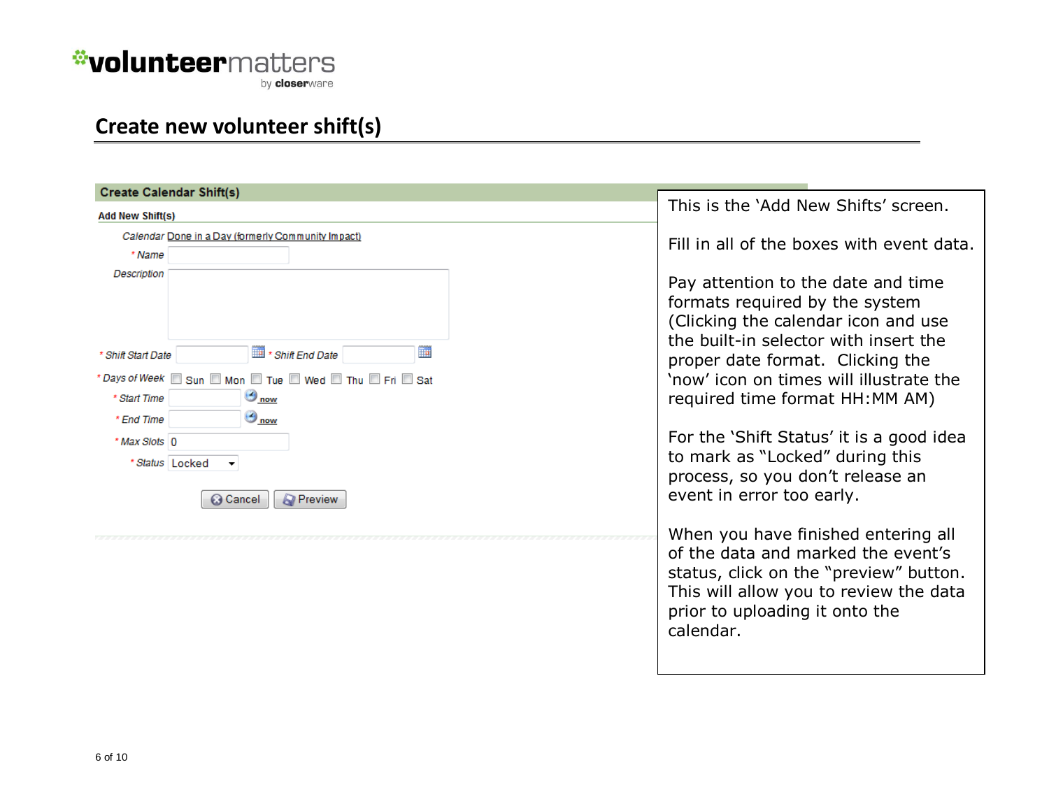# Create new volunteer shift(s)

**Create Calendar Shift(s)**

**Add New Shift(s)**

*Calendar* Done in a Day (formerly Community Impact)

\* *Name*

*Description*

\* *Shift Start Date* \* *Shift End Date*

\* *Days of Week* Sun Mon Tue Wed Thu Fri Sat

\* *Start Time* now

\* *End Time* now

\* *Max Slots* 0

\* *Status* Locked

Cancel Preview

This is the 'Add New Shifts' screen.

Fill in all of the boxes with event data.

Pay attention to the date and time formats required by the system (Clicking the calendar icon and use the built-in selector with insert the proper date format. Clicking the 'now' icon on times will illustrate the required time format HH:MM AM)

For the 'Shift Status' it is a good idea to mark as "Locked" during this process, so you don't release an event in error too early.

When you have finished entering all of the data and marked the event's status, click on the "preview" button. This will allow you to review the data prior to uploading it onto the calendar.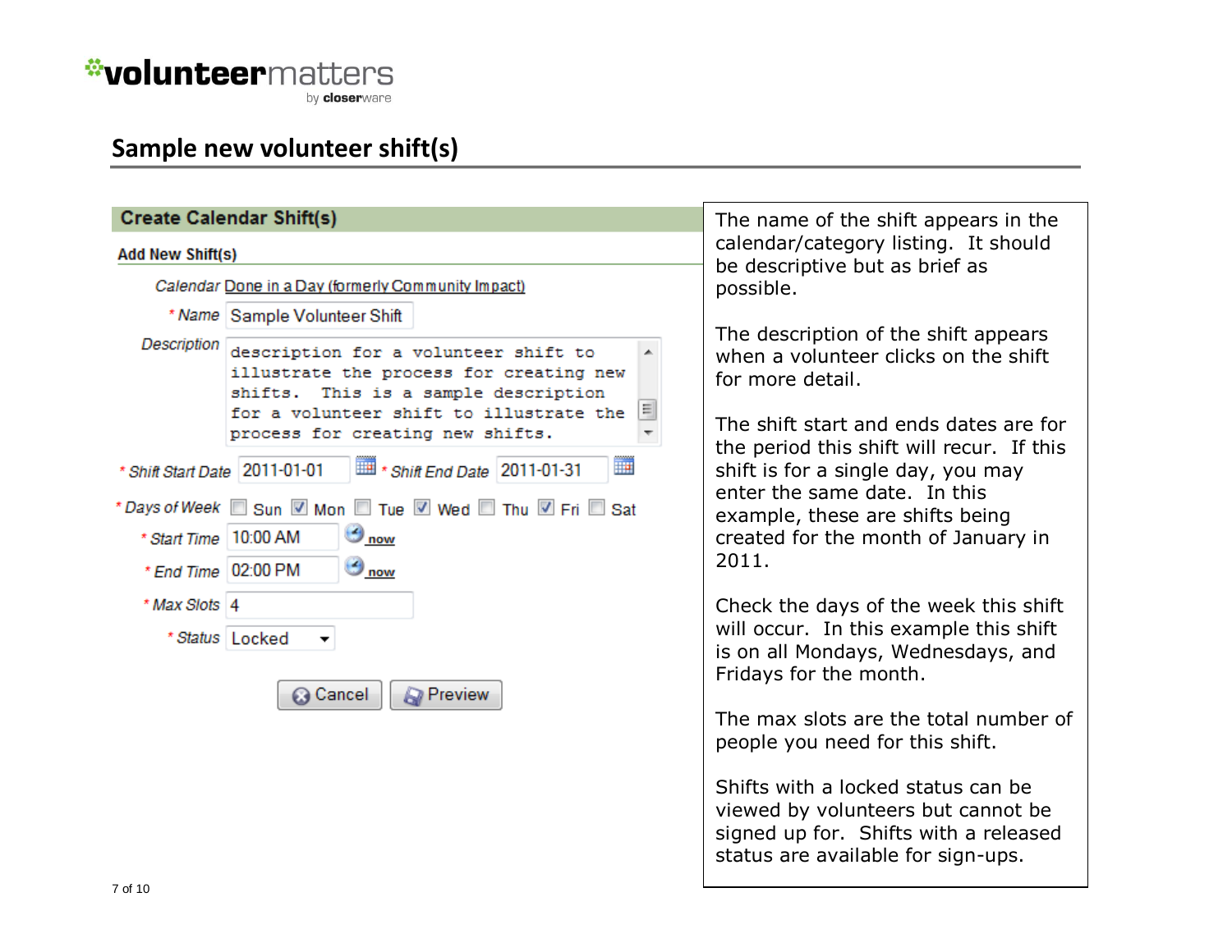**volunteermatters** by closerware

## Sample new volunteer shift(s)

**Create Calendar Shift(s)**

**Add New Shift(s)**

*Calendar* Done in a Day (formerly Community Impact)

\* *Name* Sample Volunteer Shift

*Description*
```
description for a volunteer shift to
illustrate the process for creating new
shifts.  This is a sample description
for a volunteer shift to illustrate the
process for creating new shifts.
```

\* *Shift Start Date* 2011-01-01 \* *Shift End Date* 2011-01-31

\* *Days of Week* ☐ Sun ☑ Mon ☐ Tue ☑ Wed ☐ Thu ☑ Fri ☐ Sat

\* *Start Time* 10:00 AM now

\* *End Time* 02:00 PM now

\* *Max Slots* 4

\* *Status* Locked

Cancel | Preview

The name of the shift appears in the calendar/category listing. It should be descriptive but as brief as possible.

The description of the shift appears when a volunteer clicks on the shift for more detail.

The shift start and ends dates are for the period this shift will recur. If this shift is for a single day, you may enter the same date. In this example, these are shifts being created for the month of January in 2011.

Check the days of the week this shift will occur. In this example this shift is on all Mondays, Wednesdays, and Fridays for the month.

The max slots are the total number of people you need for this shift.

Shifts with a locked status can be viewed by volunteers but cannot be signed up for. Shifts with a released status are available for sign-ups.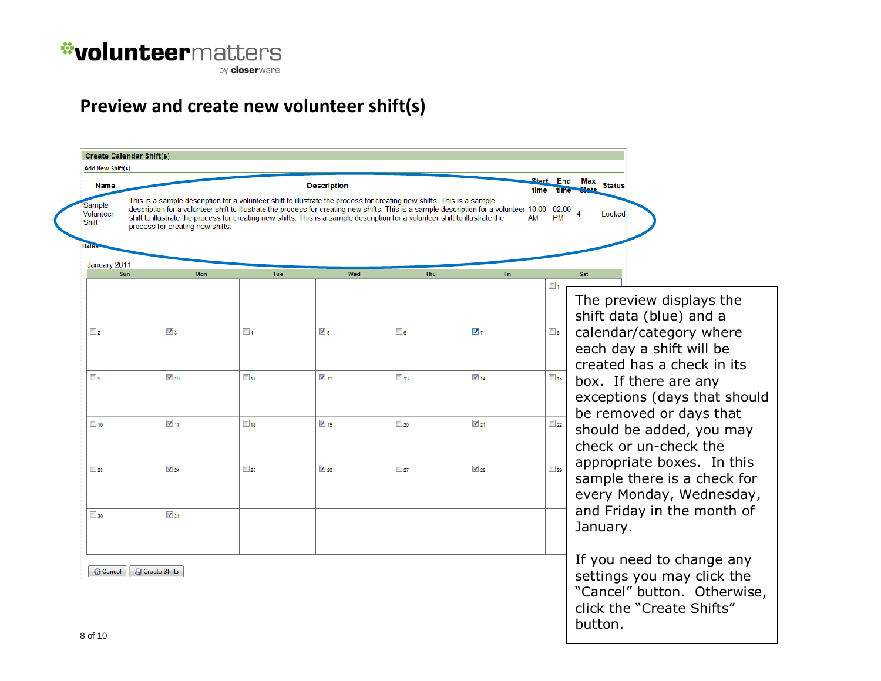# Preview and create new volunteer shift(s)

**Create Calendar Shift(s)**

Add New Shift(s)

| Name | Description | Start time | End time | Max Slots | Status |
|---|---|---|---|---|---|
| Sample Volunteer Shift | This is a sample description for a volunteer shift to illustrate the process for creating new shifts. This is a sample description for a volunteer shift to illustrate the process for creating new shifts. This is a sample description for a volunteer shift to illustrate the process for creating new shifts. This is a sample description for a volunteer shift to illustrate the process for creating new shifts. | 10:00 AM | 02:00 PM | 4 | Locked |

Dates

January 2011

| Sun | Mon | Tue | Wed | Thu | Fri | Sat |
|---|---|---|---|---|---|---|
| | | | | | | ☐ 1 |
| ☐ 2 | ☑ 3 | ☐ 4 | ☑ 5 | ☐ 6 | ☑ 7 | ☐ 8 |
| ☐ 9 | ☑ 10 | ☐ 11 | ☑ 12 | ☐ 13 | ☑ 14 | ☐ 15 |
| ☐ 16 | ☑ 17 | ☐ 18 | ☑ 19 | ☐ 20 | ☑ 21 | ☐ 22 |
| ☐ 23 | ☑ 24 | ☐ 25 | ☑ 26 | ☐ 27 | ☑ 28 | ☐ 29 |
| ☐ 30 | ☑ 31 | | | | | |

Cancel | Create Shifts

The preview displays the shift data (blue) and a calendar/category where each day a shift will be created has a check in its box. If there are any exceptions (days that should be removed or days that should be added, you may check or un-check the appropriate boxes. In this sample there is a check for every Monday, Wednesday, and Friday in the month of January.

If you need to change any settings you may click the "Cancel" button. Otherwise, click the "Create Shifts" button.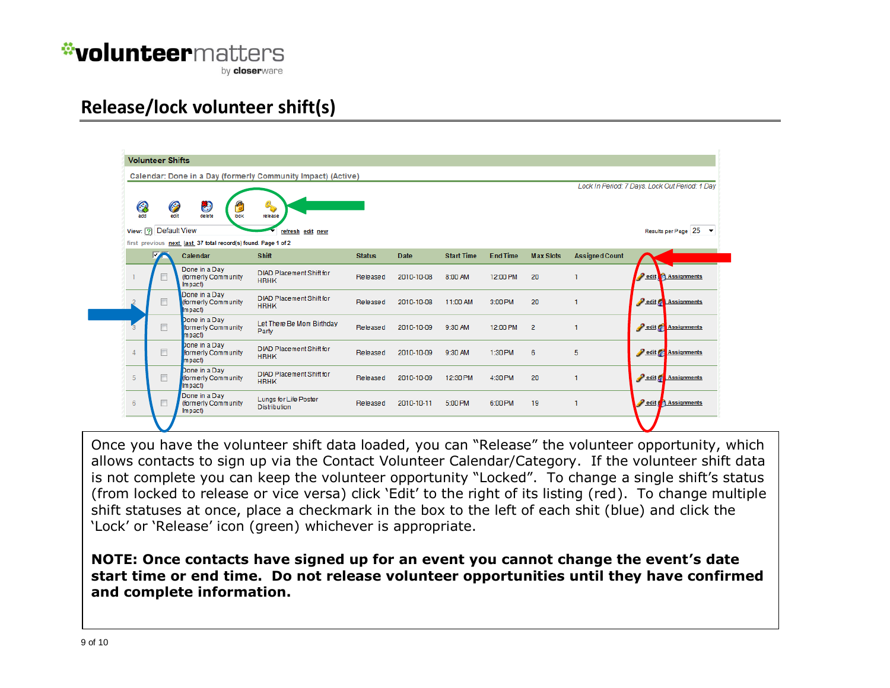## Release/lock volunteer shift(s)

**Volunteer Shifts**

Calendar: Done in a Day (formerly Community Impact) (Active)

*Lock In Period: 7 Days. Lock Out Period: 1 Day*

add | edit | delete | lock | release

View: Default View — refresh edit new — Results per Page 25

first previous next last 37 total record(s) found. Page 1 of 2

| | | Calendar | Shift | Status | Date | Start Time | End Time | Max Slots | Assigned Count | |
|---|---|---|---|---|---|---|---|---|---|---|
| 1 | ☐ | Done in a Day (formerly Community Impact) | DIAD Placement Shift for HRHK | Released | 2010-10-08 | 8:00 AM | 12:00 PM | 20 | 1 | edit Assignments |
| 2 | ☐ | Done in a Day (formerly Community Impact) | DIAD Placement Shift for HRHK | Released | 2010-10-08 | 11:00 AM | 3:00 PM | 20 | 1 | edit Assignments |
| 3 | ☐ | Done in a Day (formerly Community Impact) | Let There Be Mom Birthday Party | Released | 2010-10-09 | 9:30 AM | 12:00 PM | 2 | 1 | edit Assignments |
| 4 | ☐ | Done in a Day (formerly Community Impact) | DIAD Placement Shift for HRHK | Released | 2010-10-09 | 9:30 AM | 1:30 PM | 6 | 5 | edit Assignments |
| 5 | ☐ | Done in a Day (formerly Community Impact) | DIAD Placement Shift for HRHK | Released | 2010-10-09 | 12:30 PM | 4:30 PM | 20 | 1 | edit Assignments |
| 6 | ☐ | Done in a Day (formerly Community Impact) | Lungs for Life Poster Distribution | Released | 2010-10-11 | 5:00 PM | 6:00 PM | 19 | 1 | edit Assignments |

Once you have the volunteer shift data loaded, you can "Release" the volunteer opportunity, which allows contacts to sign up via the Contact Volunteer Calendar/Category. If the volunteer shift data is not complete you can keep the volunteer opportunity "Locked". To change a single shift's status (from locked to release or vice versa) click 'Edit' to the right of its listing (red). To change multiple shift statuses at once, place a checkmark in the box to the left of each shit (blue) and click the 'Lock' or 'Release' icon (green) whichever is appropriate.

**NOTE: Once contacts have signed up for an event you cannot change the event's date start time or end time. Do not release volunteer opportunities until they have confirmed and complete information.**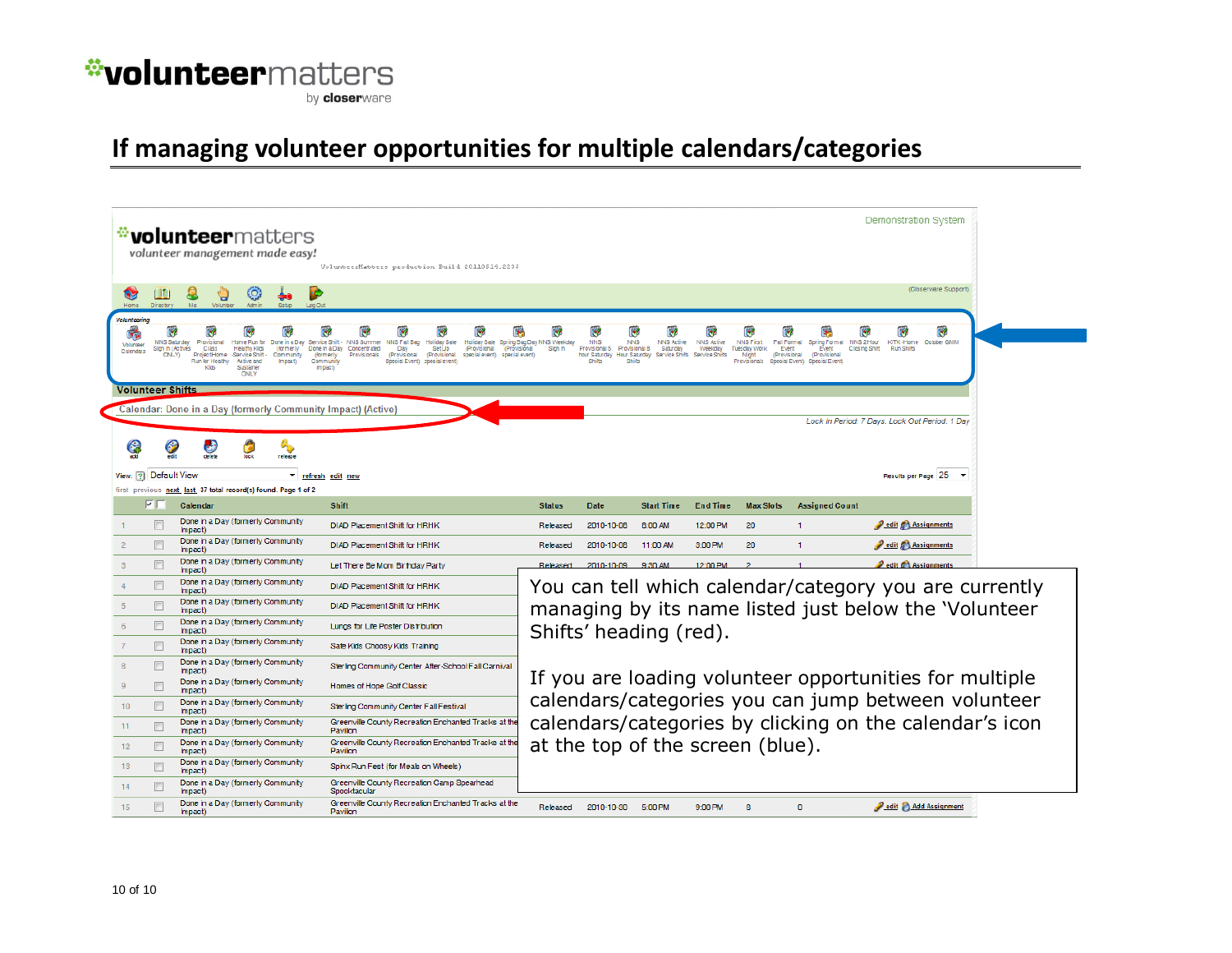# If managing volunteer opportunities for multiple calendars/categories

You can tell which calendar/category you are currently managing by its name listed just below the 'Volunteer Shifts' heading (red).

If you are loading volunteer opportunities for multiple calendars/categories you can jump between volunteer calendars/categories by clicking on the calendar's icon at the top of the screen (blue).